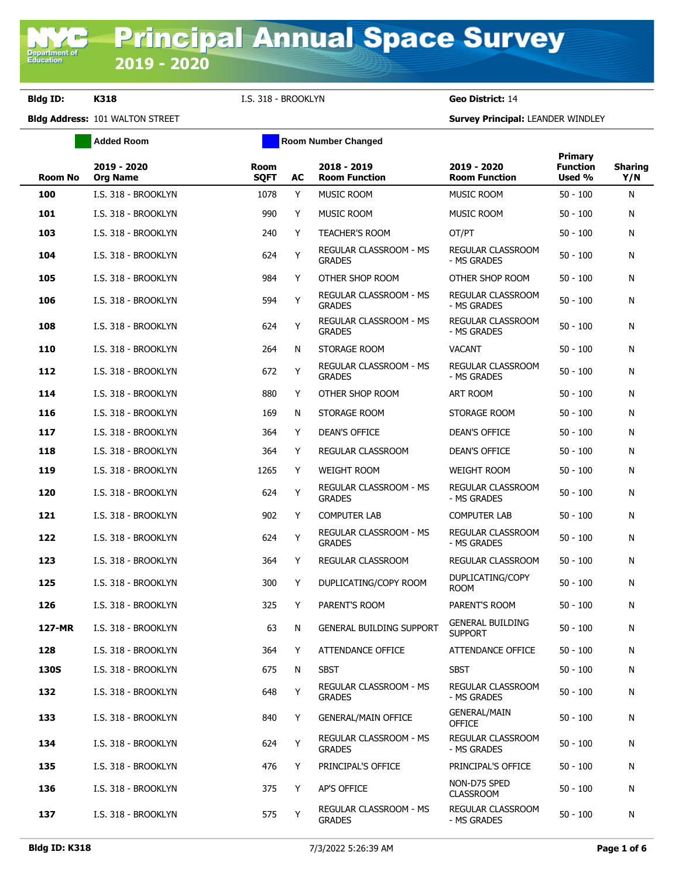# Principal Annual Space Survey 2019 - 2020

**Bldg ID:** K318 &nbsp;&nbsp;&nbsp; I.S. 318 - BROOKLYN &nbsp;&nbsp;&nbsp; **Geo District:** 14

**Bldg Address:** 101 WALTON STREET &nbsp;&nbsp;&nbsp; **Survey Principal:** LEANDER WINDLEY

Added Room | Room Number Changed

| Room No | 2019 - 2020 Org Name | Room SQFT | AC | 2018 - 2019 Room Function | 2019 - 2020 Room Function | Primary Function Used % | Sharing Y/N |
|---|---|---|---|---|---|---|---|
| 100 | I.S. 318 - BROOKLYN | 1078 | Y | MUSIC ROOM | MUSIC ROOM | 50 - 100 | N |
| 101 | I.S. 318 - BROOKLYN | 990 | Y | MUSIC ROOM | MUSIC ROOM | 50 - 100 | N |
| 103 | I.S. 318 - BROOKLYN | 240 | Y | TEACHER'S ROOM | OT/PT | 50 - 100 | N |
| 104 | I.S. 318 - BROOKLYN | 624 | Y | REGULAR CLASSROOM - MS GRADES | REGULAR CLASSROOM - MS GRADES | 50 - 100 | N |
| 105 | I.S. 318 - BROOKLYN | 984 | Y | OTHER SHOP ROOM | OTHER SHOP ROOM | 50 - 100 | N |
| 106 | I.S. 318 - BROOKLYN | 594 | Y | REGULAR CLASSROOM - MS GRADES | REGULAR CLASSROOM - MS GRADES | 50 - 100 | N |
| 108 | I.S. 318 - BROOKLYN | 624 | Y | REGULAR CLASSROOM - MS GRADES | REGULAR CLASSROOM - MS GRADES | 50 - 100 | N |
| 110 | I.S. 318 - BROOKLYN | 264 | N | STORAGE ROOM | VACANT | 50 - 100 | N |
| 112 | I.S. 318 - BROOKLYN | 672 | Y | REGULAR CLASSROOM - MS GRADES | REGULAR CLASSROOM - MS GRADES | 50 - 100 | N |
| 114 | I.S. 318 - BROOKLYN | 880 | Y | OTHER SHOP ROOM | ART ROOM | 50 - 100 | N |
| 116 | I.S. 318 - BROOKLYN | 169 | N | STORAGE ROOM | STORAGE ROOM | 50 - 100 | N |
| 117 | I.S. 318 - BROOKLYN | 364 | Y | DEAN'S OFFICE | DEAN'S OFFICE | 50 - 100 | N |
| 118 | I.S. 318 - BROOKLYN | 364 | Y | REGULAR CLASSROOM | DEAN'S OFFICE | 50 - 100 | N |
| 119 | I.S. 318 - BROOKLYN | 1265 | Y | WEIGHT ROOM | WEIGHT ROOM | 50 - 100 | N |
| 120 | I.S. 318 - BROOKLYN | 624 | Y | REGULAR CLASSROOM - MS GRADES | REGULAR CLASSROOM - MS GRADES | 50 - 100 | N |
| 121 | I.S. 318 - BROOKLYN | 902 | Y | COMPUTER LAB | COMPUTER LAB | 50 - 100 | N |
| 122 | I.S. 318 - BROOKLYN | 624 | Y | REGULAR CLASSROOM - MS GRADES | REGULAR CLASSROOM - MS GRADES | 50 - 100 | N |
| 123 | I.S. 318 - BROOKLYN | 364 | Y | REGULAR CLASSROOM | REGULAR CLASSROOM | 50 - 100 | N |
| 125 | I.S. 318 - BROOKLYN | 300 | Y | DUPLICATING/COPY ROOM | DUPLICATING/COPY ROOM | 50 - 100 | N |
| 126 | I.S. 318 - BROOKLYN | 325 | Y | PARENT'S ROOM | PARENT'S ROOM | 50 - 100 | N |
| 127-MR | I.S. 318 - BROOKLYN | 63 | N | GENERAL BUILDING SUPPORT | GENERAL BUILDING SUPPORT | 50 - 100 | N |
| 128 | I.S. 318 - BROOKLYN | 364 | Y | ATTENDANCE OFFICE | ATTENDANCE OFFICE | 50 - 100 | N |
| 130S | I.S. 318 - BROOKLYN | 675 | N | SBST | SBST | 50 - 100 | N |
| 132 | I.S. 318 - BROOKLYN | 648 | Y | REGULAR CLASSROOM - MS GRADES | REGULAR CLASSROOM - MS GRADES | 50 - 100 | N |
| 133 | I.S. 318 - BROOKLYN | 840 | Y | GENERAL/MAIN OFFICE | GENERAL/MAIN OFFICE | 50 - 100 | N |
| 134 | I.S. 318 - BROOKLYN | 624 | Y | REGULAR CLASSROOM - MS GRADES | REGULAR CLASSROOM - MS GRADES | 50 - 100 | N |
| 135 | I.S. 318 - BROOKLYN | 476 | Y | PRINCIPAL'S OFFICE | PRINCIPAL'S OFFICE | 50 - 100 | N |
| 136 | I.S. 318 - BROOKLYN | 375 | Y | AP'S OFFICE | NON-D75 SPED CLASSROOM | 50 - 100 | N |
| 137 | I.S. 318 - BROOKLYN | 575 | Y | REGULAR CLASSROOM - MS GRADES | REGULAR CLASSROOM - MS GRADES | 50 - 100 | N |

**Bldg ID: K318** &nbsp;&nbsp;&nbsp; 7/3/2022 5:26:39 AM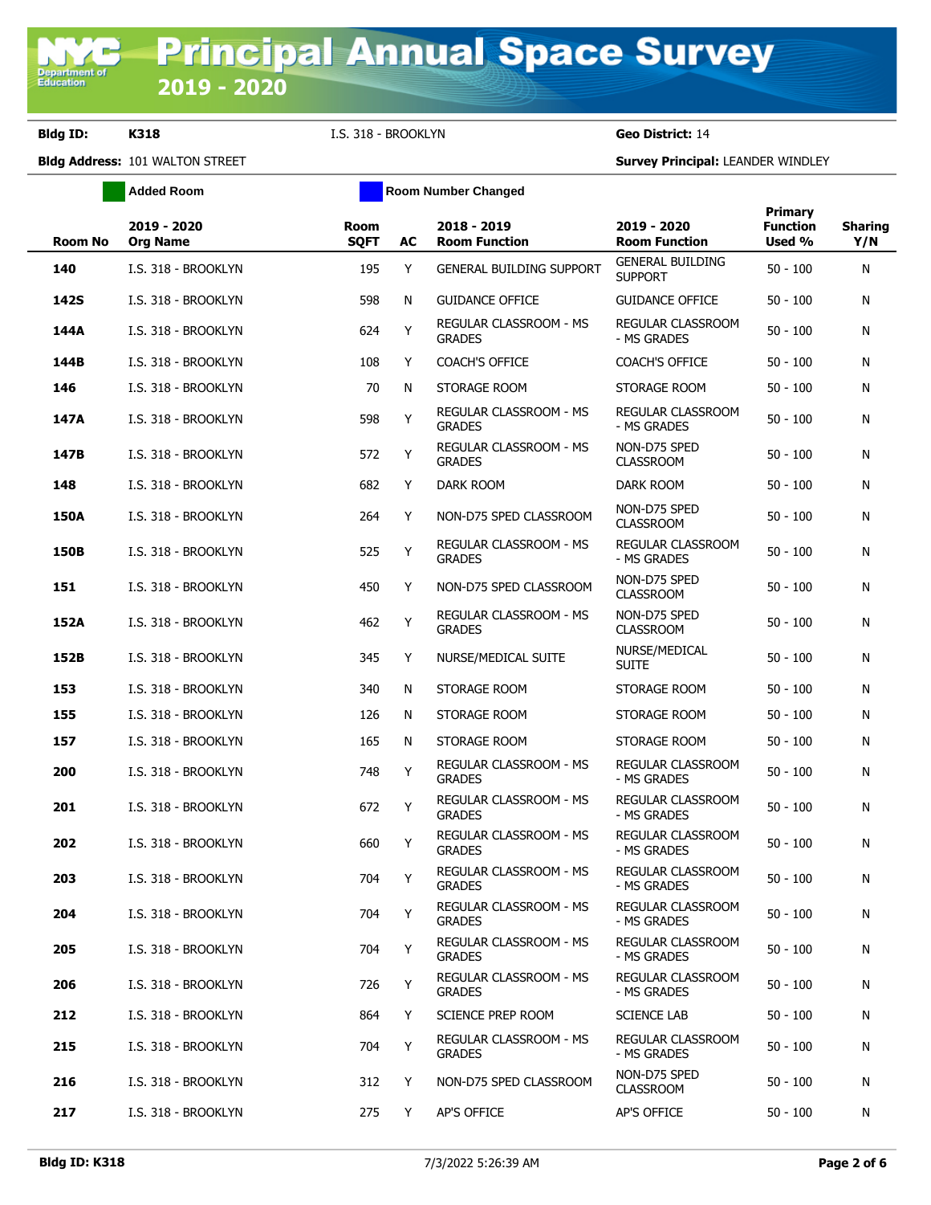**Bldg ID:** K318 I.S. 318 - BROOKLYN **Geo District:** 14

**Bldg Address:** 101 WALTON STREET **Survey Principal:** LEANDER WINDLEY

Added Room | Room Number Changed

| Room No | 2019 - 2020 Org Name | Room SQFT | AC | 2018 - 2019 Room Function | 2019 - 2020 Room Function | Primary Function Used % | Sharing Y/N |
|---|---|---|---|---|---|---|---|
| **140** | I.S. 318 - BROOKLYN | 195 | Y | GENERAL BUILDING SUPPORT | GENERAL BUILDING SUPPORT | 50 - 100 | N |
| **142S** | I.S. 318 - BROOKLYN | 598 | N | GUIDANCE OFFICE | GUIDANCE OFFICE | 50 - 100 | N |
| **144A** | I.S. 318 - BROOKLYN | 624 | Y | REGULAR CLASSROOM - MS GRADES | REGULAR CLASSROOM - MS GRADES | 50 - 100 | N |
| **144B** | I.S. 318 - BROOKLYN | 108 | Y | COACH'S OFFICE | COACH'S OFFICE | 50 - 100 | N |
| **146** | I.S. 318 - BROOKLYN | 70 | N | STORAGE ROOM | STORAGE ROOM | 50 - 100 | N |
| **147A** | I.S. 318 - BROOKLYN | 598 | Y | REGULAR CLASSROOM - MS GRADES | REGULAR CLASSROOM - MS GRADES | 50 - 100 | N |
| **147B** | I.S. 318 - BROOKLYN | 572 | Y | REGULAR CLASSROOM - MS GRADES | NON-D75 SPED CLASSROOM | 50 - 100 | N |
| **148** | I.S. 318 - BROOKLYN | 682 | Y | DARK ROOM | DARK ROOM | 50 - 100 | N |
| **150A** | I.S. 318 - BROOKLYN | 264 | Y | NON-D75 SPED CLASSROOM | NON-D75 SPED CLASSROOM | 50 - 100 | N |
| **150B** | I.S. 318 - BROOKLYN | 525 | Y | REGULAR CLASSROOM - MS GRADES | REGULAR CLASSROOM - MS GRADES | 50 - 100 | N |
| **151** | I.S. 318 - BROOKLYN | 450 | Y | NON-D75 SPED CLASSROOM | NON-D75 SPED CLASSROOM | 50 - 100 | N |
| **152A** | I.S. 318 - BROOKLYN | 462 | Y | REGULAR CLASSROOM - MS GRADES | NON-D75 SPED CLASSROOM | 50 - 100 | N |
| **152B** | I.S. 318 - BROOKLYN | 345 | Y | NURSE/MEDICAL SUITE | NURSE/MEDICAL SUITE | 50 - 100 | N |
| **153** | I.S. 318 - BROOKLYN | 340 | N | STORAGE ROOM | STORAGE ROOM | 50 - 100 | N |
| **155** | I.S. 318 - BROOKLYN | 126 | N | STORAGE ROOM | STORAGE ROOM | 50 - 100 | N |
| **157** | I.S. 318 - BROOKLYN | 165 | N | STORAGE ROOM | STORAGE ROOM | 50 - 100 | N |
| **200** | I.S. 318 - BROOKLYN | 748 | Y | REGULAR CLASSROOM - MS GRADES | REGULAR CLASSROOM - MS GRADES | 50 - 100 | N |
| **201** | I.S. 318 - BROOKLYN | 672 | Y | REGULAR CLASSROOM - MS GRADES | REGULAR CLASSROOM - MS GRADES | 50 - 100 | N |
| **202** | I.S. 318 - BROOKLYN | 660 | Y | REGULAR CLASSROOM - MS GRADES | REGULAR CLASSROOM - MS GRADES | 50 - 100 | N |
| **203** | I.S. 318 - BROOKLYN | 704 | Y | REGULAR CLASSROOM - MS GRADES | REGULAR CLASSROOM - MS GRADES | 50 - 100 | N |
| **204** | I.S. 318 - BROOKLYN | 704 | Y | REGULAR CLASSROOM - MS GRADES | REGULAR CLASSROOM - MS GRADES | 50 - 100 | N |
| **205** | I.S. 318 - BROOKLYN | 704 | Y | REGULAR CLASSROOM - MS GRADES | REGULAR CLASSROOM - MS GRADES | 50 - 100 | N |
| **206** | I.S. 318 - BROOKLYN | 726 | Y | REGULAR CLASSROOM - MS GRADES | REGULAR CLASSROOM - MS GRADES | 50 - 100 | N |
| **212** | I.S. 318 - BROOKLYN | 864 | Y | SCIENCE PREP ROOM | SCIENCE LAB | 50 - 100 | N |
| **215** | I.S. 318 - BROOKLYN | 704 | Y | REGULAR CLASSROOM - MS GRADES | REGULAR CLASSROOM - MS GRADES | 50 - 100 | N |
| **216** | I.S. 318 - BROOKLYN | 312 | Y | NON-D75 SPED CLASSROOM | NON-D75 SPED CLASSROOM | 50 - 100 | N |
| **217** | I.S. 318 - BROOKLYN | 275 | Y | AP'S OFFICE | AP'S OFFICE | 50 - 100 | N |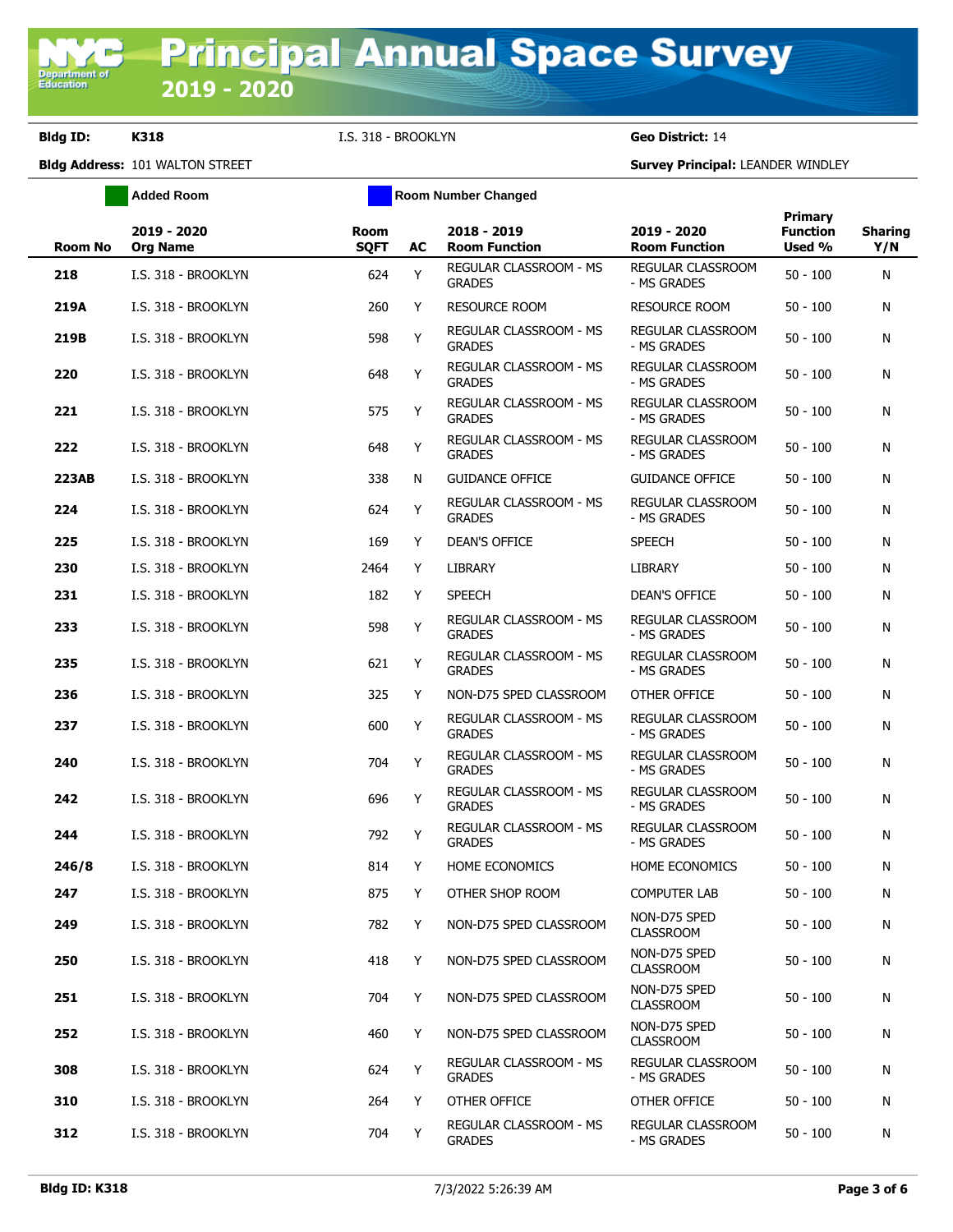# Principal Annual Space Survey 2019 - 2020

**Bldg ID:** K318 I.S. 318 - BROOKLYN **Geo District:** 14

**Bldg Address:** 101 WALTON STREET **Survey Principal:** LEANDER WINDLEY

Added Room | Room Number Changed

| Room No | 2019 - 2020 Org Name | Room SQFT | AC | 2018 - 2019 Room Function | 2019 - 2020 Room Function | Primary Function Used % | Sharing Y/N |
|---|---|---|---|---|---|---|---|
| 218 | I.S. 318 - BROOKLYN | 624 | Y | REGULAR CLASSROOM - MS GRADES | REGULAR CLASSROOM - MS GRADES | 50 - 100 | N |
| 219A | I.S. 318 - BROOKLYN | 260 | Y | RESOURCE ROOM | RESOURCE ROOM | 50 - 100 | N |
| 219B | I.S. 318 - BROOKLYN | 598 | Y | REGULAR CLASSROOM - MS GRADES | REGULAR CLASSROOM - MS GRADES | 50 - 100 | N |
| 220 | I.S. 318 - BROOKLYN | 648 | Y | REGULAR CLASSROOM - MS GRADES | REGULAR CLASSROOM - MS GRADES | 50 - 100 | N |
| 221 | I.S. 318 - BROOKLYN | 575 | Y | REGULAR CLASSROOM - MS GRADES | REGULAR CLASSROOM - MS GRADES | 50 - 100 | N |
| 222 | I.S. 318 - BROOKLYN | 648 | Y | REGULAR CLASSROOM - MS GRADES | REGULAR CLASSROOM - MS GRADES | 50 - 100 | N |
| 223AB | I.S. 318 - BROOKLYN | 338 | N | GUIDANCE OFFICE | GUIDANCE OFFICE | 50 - 100 | N |
| 224 | I.S. 318 - BROOKLYN | 624 | Y | REGULAR CLASSROOM - MS GRADES | REGULAR CLASSROOM - MS GRADES | 50 - 100 | N |
| 225 | I.S. 318 - BROOKLYN | 169 | Y | DEAN'S OFFICE | SPEECH | 50 - 100 | N |
| 230 | I.S. 318 - BROOKLYN | 2464 | Y | LIBRARY | LIBRARY | 50 - 100 | N |
| 231 | I.S. 318 - BROOKLYN | 182 | Y | SPEECH | DEAN'S OFFICE | 50 - 100 | N |
| 233 | I.S. 318 - BROOKLYN | 598 | Y | REGULAR CLASSROOM - MS GRADES | REGULAR CLASSROOM - MS GRADES | 50 - 100 | N |
| 235 | I.S. 318 - BROOKLYN | 621 | Y | REGULAR CLASSROOM - MS GRADES | REGULAR CLASSROOM - MS GRADES | 50 - 100 | N |
| 236 | I.S. 318 - BROOKLYN | 325 | Y | NON-D75 SPED CLASSROOM | OTHER OFFICE | 50 - 100 | N |
| 237 | I.S. 318 - BROOKLYN | 600 | Y | REGULAR CLASSROOM - MS GRADES | REGULAR CLASSROOM - MS GRADES | 50 - 100 | N |
| 240 | I.S. 318 - BROOKLYN | 704 | Y | REGULAR CLASSROOM - MS GRADES | REGULAR CLASSROOM - MS GRADES | 50 - 100 | N |
| 242 | I.S. 318 - BROOKLYN | 696 | Y | REGULAR CLASSROOM - MS GRADES | REGULAR CLASSROOM - MS GRADES | 50 - 100 | N |
| 244 | I.S. 318 - BROOKLYN | 792 | Y | REGULAR CLASSROOM - MS GRADES | REGULAR CLASSROOM - MS GRADES | 50 - 100 | N |
| 246/8 | I.S. 318 - BROOKLYN | 814 | Y | HOME ECONOMICS | HOME ECONOMICS | 50 - 100 | N |
| 247 | I.S. 318 - BROOKLYN | 875 | Y | OTHER SHOP ROOM | COMPUTER LAB | 50 - 100 | N |
| 249 | I.S. 318 - BROOKLYN | 782 | Y | NON-D75 SPED CLASSROOM | NON-D75 SPED CLASSROOM | 50 - 100 | N |
| 250 | I.S. 318 - BROOKLYN | 418 | Y | NON-D75 SPED CLASSROOM | NON-D75 SPED CLASSROOM | 50 - 100 | N |
| 251 | I.S. 318 - BROOKLYN | 704 | Y | NON-D75 SPED CLASSROOM | NON-D75 SPED CLASSROOM | 50 - 100 | N |
| 252 | I.S. 318 - BROOKLYN | 460 | Y | NON-D75 SPED CLASSROOM | NON-D75 SPED CLASSROOM | 50 - 100 | N |
| 308 | I.S. 318 - BROOKLYN | 624 | Y | REGULAR CLASSROOM - MS GRADES | REGULAR CLASSROOM - MS GRADES | 50 - 100 | N |
| 310 | I.S. 318 - BROOKLYN | 264 | Y | OTHER OFFICE | OTHER OFFICE | 50 - 100 | N |
| 312 | I.S. 318 - BROOKLYN | 704 | Y | REGULAR CLASSROOM - MS GRADES | REGULAR CLASSROOM - MS GRADES | 50 - 100 | N |

**Bldg ID: K318** 7/3/2022 5:26:39 AM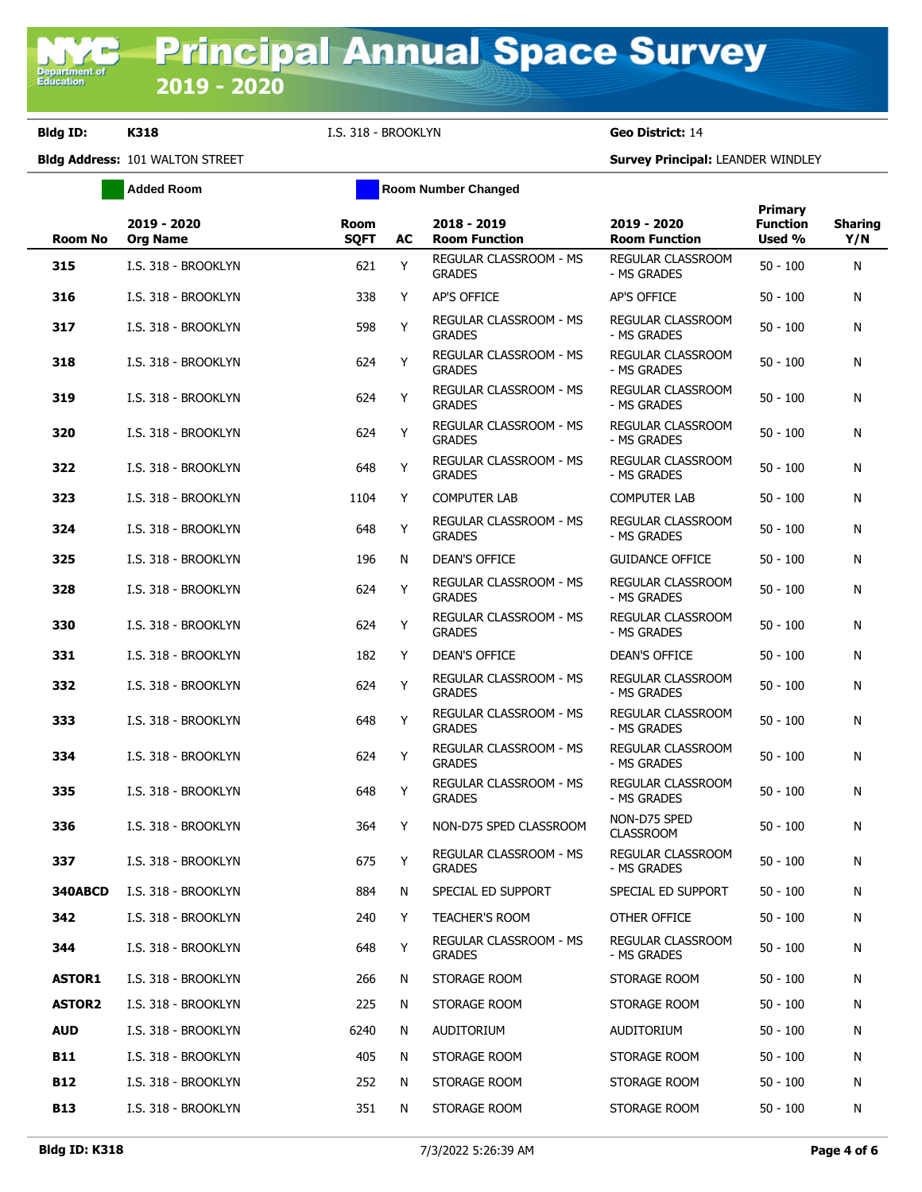**Bldg ID:** K318 I.S. 318 - BROOKLYN **Geo District:** 14

**Bldg Address:** 101 WALTON STREET **Survey Principal:** LEANDER WINDLEY

Added Room | Room Number Changed

| Room No | 2019 - 2020 Org Name | Room SQFT | AC | 2018 - 2019 Room Function | 2019 - 2020 Room Function | Primary Function Used % | Sharing Y/N |
|---|---|---|---|---|---|---|---|
| 315 | I.S. 318 - BROOKLYN | 621 | Y | REGULAR CLASSROOM - MS GRADES | REGULAR CLASSROOM - MS GRADES | 50 - 100 | N |
| 316 | I.S. 318 - BROOKLYN | 338 | Y | AP'S OFFICE | AP'S OFFICE | 50 - 100 | N |
| 317 | I.S. 318 - BROOKLYN | 598 | Y | REGULAR CLASSROOM - MS GRADES | REGULAR CLASSROOM - MS GRADES | 50 - 100 | N |
| 318 | I.S. 318 - BROOKLYN | 624 | Y | REGULAR CLASSROOM - MS GRADES | REGULAR CLASSROOM - MS GRADES | 50 - 100 | N |
| 319 | I.S. 318 - BROOKLYN | 624 | Y | REGULAR CLASSROOM - MS GRADES | REGULAR CLASSROOM - MS GRADES | 50 - 100 | N |
| 320 | I.S. 318 - BROOKLYN | 624 | Y | REGULAR CLASSROOM - MS GRADES | REGULAR CLASSROOM - MS GRADES | 50 - 100 | N |
| 322 | I.S. 318 - BROOKLYN | 648 | Y | REGULAR CLASSROOM - MS GRADES | REGULAR CLASSROOM - MS GRADES | 50 - 100 | N |
| 323 | I.S. 318 - BROOKLYN | 1104 | Y | COMPUTER LAB | COMPUTER LAB | 50 - 100 | N |
| 324 | I.S. 318 - BROOKLYN | 648 | Y | REGULAR CLASSROOM - MS GRADES | REGULAR CLASSROOM - MS GRADES | 50 - 100 | N |
| 325 | I.S. 318 - BROOKLYN | 196 | N | DEAN'S OFFICE | GUIDANCE OFFICE | 50 - 100 | N |
| 328 | I.S. 318 - BROOKLYN | 624 | Y | REGULAR CLASSROOM - MS GRADES | REGULAR CLASSROOM - MS GRADES | 50 - 100 | N |
| 330 | I.S. 318 - BROOKLYN | 624 | Y | REGULAR CLASSROOM - MS GRADES | REGULAR CLASSROOM - MS GRADES | 50 - 100 | N |
| 331 | I.S. 318 - BROOKLYN | 182 | Y | DEAN'S OFFICE | DEAN'S OFFICE | 50 - 100 | N |
| 332 | I.S. 318 - BROOKLYN | 624 | Y | REGULAR CLASSROOM - MS GRADES | REGULAR CLASSROOM - MS GRADES | 50 - 100 | N |
| 333 | I.S. 318 - BROOKLYN | 648 | Y | REGULAR CLASSROOM - MS GRADES | REGULAR CLASSROOM - MS GRADES | 50 - 100 | N |
| 334 | I.S. 318 - BROOKLYN | 624 | Y | REGULAR CLASSROOM - MS GRADES | REGULAR CLASSROOM - MS GRADES | 50 - 100 | N |
| 335 | I.S. 318 - BROOKLYN | 648 | Y | REGULAR CLASSROOM - MS GRADES | REGULAR CLASSROOM - MS GRADES | 50 - 100 | N |
| 336 | I.S. 318 - BROOKLYN | 364 | Y | NON-D75 SPED CLASSROOM | NON-D75 SPED CLASSROOM | 50 - 100 | N |
| 337 | I.S. 318 - BROOKLYN | 675 | Y | REGULAR CLASSROOM - MS GRADES | REGULAR CLASSROOM - MS GRADES | 50 - 100 | N |
| 340ABCD | I.S. 318 - BROOKLYN | 884 | N | SPECIAL ED SUPPORT | SPECIAL ED SUPPORT | 50 - 100 | N |
| 342 | I.S. 318 - BROOKLYN | 240 | Y | TEACHER'S ROOM | OTHER OFFICE | 50 - 100 | N |
| 344 | I.S. 318 - BROOKLYN | 648 | Y | REGULAR CLASSROOM - MS GRADES | REGULAR CLASSROOM - MS GRADES | 50 - 100 | N |
| ASTOR1 | I.S. 318 - BROOKLYN | 266 | N | STORAGE ROOM | STORAGE ROOM | 50 - 100 | N |
| ASTOR2 | I.S. 318 - BROOKLYN | 225 | N | STORAGE ROOM | STORAGE ROOM | 50 - 100 | N |
| AUD | I.S. 318 - BROOKLYN | 6240 | N | AUDITORIUM | AUDITORIUM | 50 - 100 | N |
| B11 | I.S. 318 - BROOKLYN | 405 | N | STORAGE ROOM | STORAGE ROOM | 50 - 100 | N |
| B12 | I.S. 318 - BROOKLYN | 252 | N | STORAGE ROOM | STORAGE ROOM | 50 - 100 | N |
| B13 | I.S. 318 - BROOKLYN | 351 | N | STORAGE ROOM | STORAGE ROOM | 50 - 100 | N |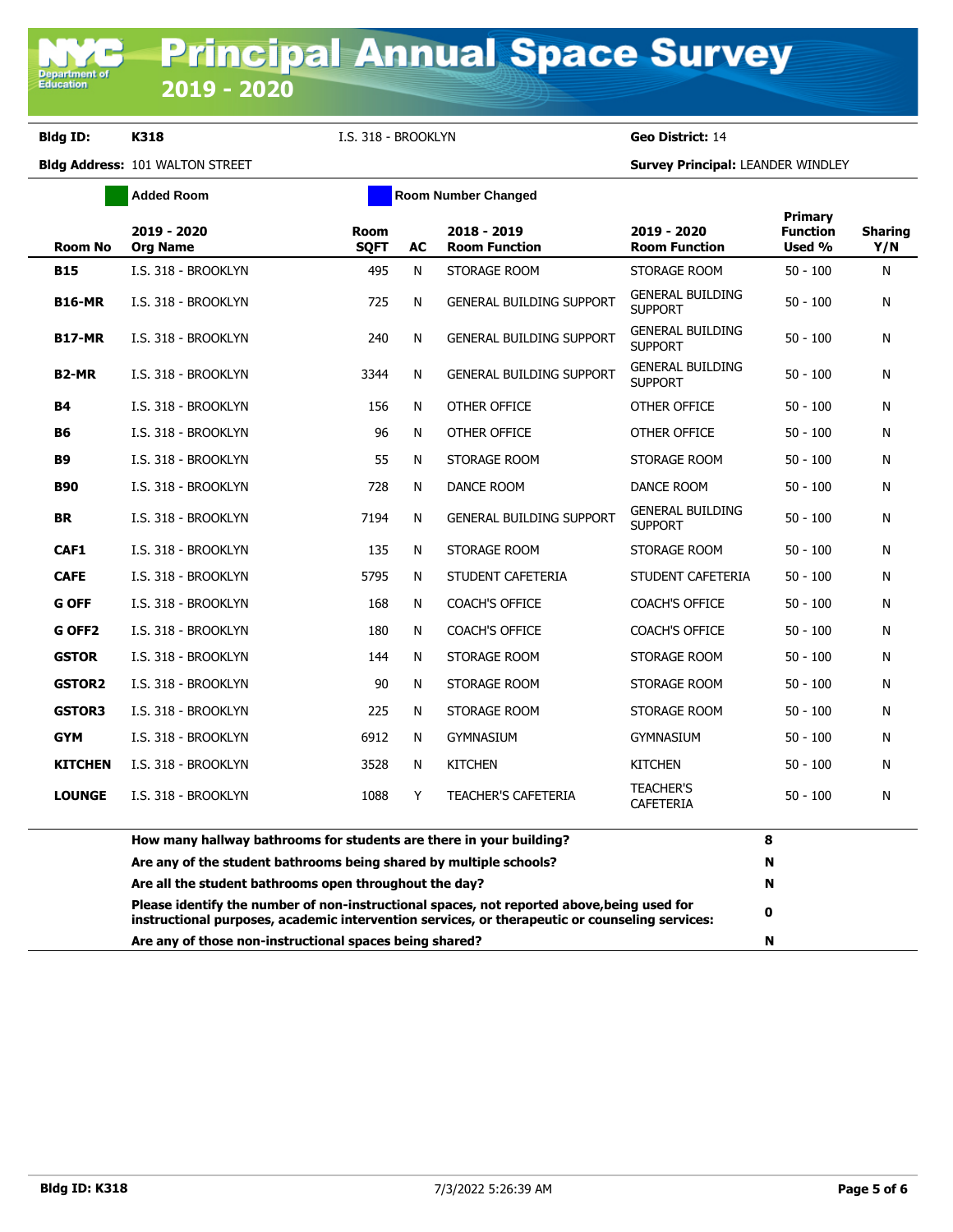# Principal Annual Space Survey 2019 - 2020

**Bldg ID:** K318 &nbsp;&nbsp; I.S. 318 - BROOKLYN &nbsp;&nbsp; **Geo District:** 14

**Bldg Address:** 101 WALTON STREET &nbsp;&nbsp; **Survey Principal:** LEANDER WINDLEY

Added Room &nbsp;&nbsp; Room Number Changed

| Room No | 2019 - 2020 Org Name | Room SQFT | AC | 2018 - 2019 Room Function | 2019 - 2020 Room Function | Primary Function Used % | Sharing Y/N |
|---|---|---|---|---|---|---|---|
| **B15** | I.S. 318 - BROOKLYN | 495 | N | STORAGE ROOM | STORAGE ROOM | 50 - 100 | N |
| **B16-MR** | I.S. 318 - BROOKLYN | 725 | N | GENERAL BUILDING SUPPORT | GENERAL BUILDING SUPPORT | 50 - 100 | N |
| **B17-MR** | I.S. 318 - BROOKLYN | 240 | N | GENERAL BUILDING SUPPORT | GENERAL BUILDING SUPPORT | 50 - 100 | N |
| **B2-MR** | I.S. 318 - BROOKLYN | 3344 | N | GENERAL BUILDING SUPPORT | GENERAL BUILDING SUPPORT | 50 - 100 | N |
| **B4** | I.S. 318 - BROOKLYN | 156 | N | OTHER OFFICE | OTHER OFFICE | 50 - 100 | N |
| **B6** | I.S. 318 - BROOKLYN | 96 | N | OTHER OFFICE | OTHER OFFICE | 50 - 100 | N |
| **B9** | I.S. 318 - BROOKLYN | 55 | N | STORAGE ROOM | STORAGE ROOM | 50 - 100 | N |
| **B90** | I.S. 318 - BROOKLYN | 728 | N | DANCE ROOM | DANCE ROOM | 50 - 100 | N |
| **BR** | I.S. 318 - BROOKLYN | 7194 | N | GENERAL BUILDING SUPPORT | GENERAL BUILDING SUPPORT | 50 - 100 | N |
| **CAF1** | I.S. 318 - BROOKLYN | 135 | N | STORAGE ROOM | STORAGE ROOM | 50 - 100 | N |
| **CAFE** | I.S. 318 - BROOKLYN | 5795 | N | STUDENT CAFETERIA | STUDENT CAFETERIA | 50 - 100 | N |
| **G OFF** | I.S. 318 - BROOKLYN | 168 | N | COACH'S OFFICE | COACH'S OFFICE | 50 - 100 | N |
| **G OFF2** | I.S. 318 - BROOKLYN | 180 | N | COACH'S OFFICE | COACH'S OFFICE | 50 - 100 | N |
| **GSTOR** | I.S. 318 - BROOKLYN | 144 | N | STORAGE ROOM | STORAGE ROOM | 50 - 100 | N |
| **GSTOR2** | I.S. 318 - BROOKLYN | 90 | N | STORAGE ROOM | STORAGE ROOM | 50 - 100 | N |
| **GSTOR3** | I.S. 318 - BROOKLYN | 225 | N | STORAGE ROOM | STORAGE ROOM | 50 - 100 | N |
| **GYM** | I.S. 318 - BROOKLYN | 6912 | N | GYMNASIUM | GYMNASIUM | 50 - 100 | N |
| **KITCHEN** | I.S. 318 - BROOKLYN | 3528 | N | KITCHEN | KITCHEN | 50 - 100 | N |
| **LOUNGE** | I.S. 318 - BROOKLYN | 1088 | Y | TEACHER'S CAFETERIA | TEACHER'S CAFETERIA | 50 - 100 | N |

| Question | Answer |
|---|---|
| **How many hallway bathrooms for students are there in your building?** | **8** |
| **Are any of the student bathrooms being shared by multiple schools?** | **N** |
| **Are all the student bathrooms open throughout the day?** | **N** |
| **Please identify the number of non-instructional spaces, not reported above,being used for instructional purposes, academic intervention services, or therapeutic or counseling services:** | **0** |
| **Are any of those non-instructional spaces being shared?** | **N** |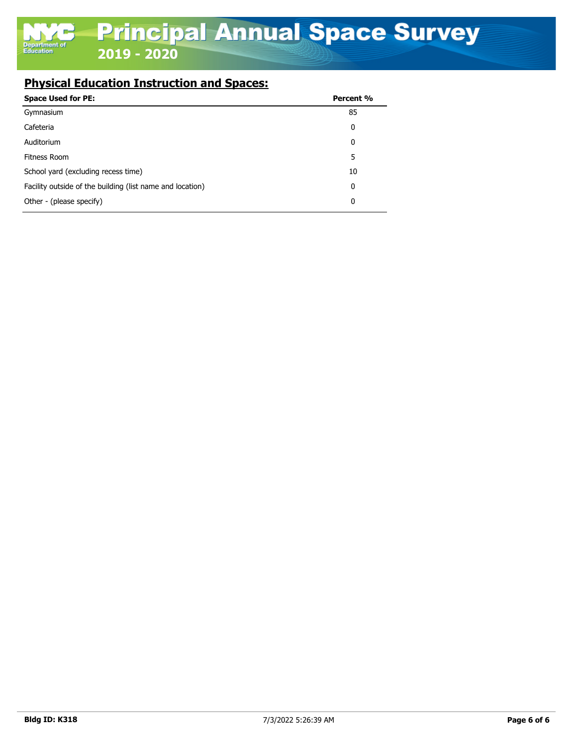## Physical Education Instruction and Spaces:

| Space Used for PE: | Percent % |
| --- | --- |
| Gymnasium | 85 |
| Cafeteria | 0 |
| Auditorium | 0 |
| Fitness Room | 5 |
| School yard (excluding recess time) | 10 |
| Facility outside of the building (list name and location) | 0 |
| Other - (please specify) | 0 |